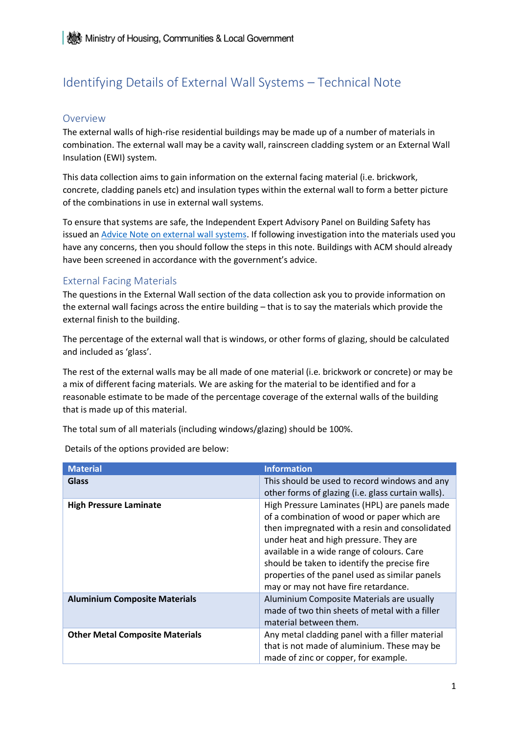# Identifying Details of External Wall Systems – Technical Note

## Overview

The external walls of high-rise residential buildings may be made up of a number of materials in combination. The external wall may be a cavity wall, rainscreen cladding system or an External Wall Insulation (EWI) system.

This data collection aims to gain information on the external facing material (i.e. brickwork, concrete, cladding panels etc) and insulation types within the external wall to form a better picture of the combinations in use in external wall systems.

To ensure that systems are safe, the Independent Expert Advisory Panel on Building Safety has issued an [Advice Note on external wall systems](). If following investigation into the materials used you have any concerns, then you should follow the steps in this note. Buildings with ACM should already have been screened in accordance with the government's advice.

## External Facing Materials

The questions in the External Wall section of the data collection ask you to provide information on the external wall facings across the entire building – that is to say the materials which provide the external finish to the building.

The percentage of the external wall that is windows, or other forms of glazing, should be calculated and included as 'glass'.

The rest of the external walls may be all made of one material (i.e. brickwork or concrete) or may be a mix of different facing materials. We are asking for the material to be identified and for a reasonable estimate to be made of the percentage coverage of the external walls of the building that is made up of this material.

The total sum of all materials (including windows/glazing) should be 100%.

Details of the options provided are below:

| Material | Information |
|---|---|
| **Glass** | This should be used to record windows and any other forms of glazing (i.e. glass curtain walls). |
| **High Pressure Laminate** | High Pressure Laminates (HPL) are panels made of a combination of wood or paper which are then impregnated with a resin and consolidated under heat and high pressure. They are available in a wide range of colours. Care should be taken to identify the precise fire properties of the panel used as similar panels may or may not have fire retardance. |
| **Aluminium Composite Materials** | Aluminium Composite Materials are usually made of two thin sheets of metal with a filler material between them. |
| **Other Metal Composite Materials** | Any metal cladding panel with a filler material that is not made of aluminium. These may be made of zinc or copper, for example. |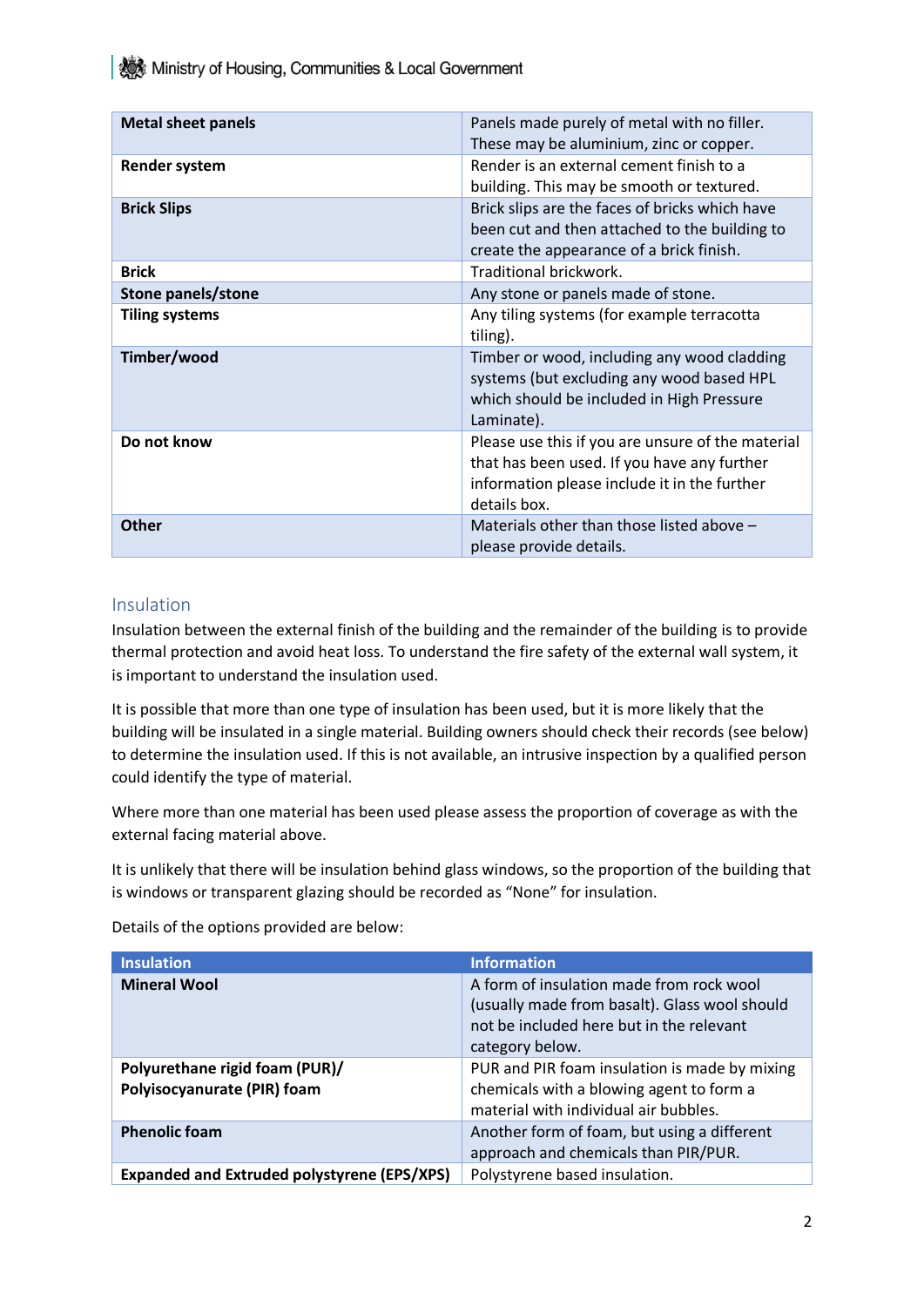| | |
|---|---|
| **Metal sheet panels** | Panels made purely of metal with no filler. These may be aluminium, zinc or copper. |
| **Render system** | Render is an external cement finish to a building. This may be smooth or textured. |
| **Brick Slips** | Brick slips are the faces of bricks which have been cut and then attached to the building to create the appearance of a brick finish. |
| **Brick** | Traditional brickwork. |
| **Stone panels/stone** | Any stone or panels made of stone. |
| **Tiling systems** | Any tiling systems (for example terracotta tiling). |
| **Timber/wood** | Timber or wood, including any wood cladding systems (but excluding any wood based HPL which should be included in High Pressure Laminate). |
| **Do not know** | Please use this if you are unsure of the material that has been used. If you have any further information please include it in the further details box. |
| **Other** | Materials other than those listed above – please provide details. |

## Insulation

Insulation between the external finish of the building and the remainder of the building is to provide thermal protection and avoid heat loss. To understand the fire safety of the external wall system, it is important to understand the insulation used.

It is possible that more than one type of insulation has been used, but it is more likely that the building will be insulated in a single material. Building owners should check their records (see below) to determine the insulation used. If this is not available, an intrusive inspection by a qualified person could identify the type of material.

Where more than one material has been used please assess the proportion of coverage as with the external facing material above.

It is unlikely that there will be insulation behind glass windows, so the proportion of the building that is windows or transparent glazing should be recorded as "None" for insulation.

Details of the options provided are below:

| Insulation | Information |
|---|---|
| **Mineral Wool** | A form of insulation made from rock wool (usually made from basalt). Glass wool should not be included here but in the relevant category below. |
| **Polyurethane rigid foam (PUR)/ Polyisocyanurate (PIR) foam** | PUR and PIR foam insulation is made by mixing chemicals with a blowing agent to form a material with individual air bubbles. |
| **Phenolic foam** | Another form of foam, but using a different approach and chemicals than PIR/PUR. |
| **Expanded and Extruded polystyrene (EPS/XPS)** | Polystyrene based insulation. |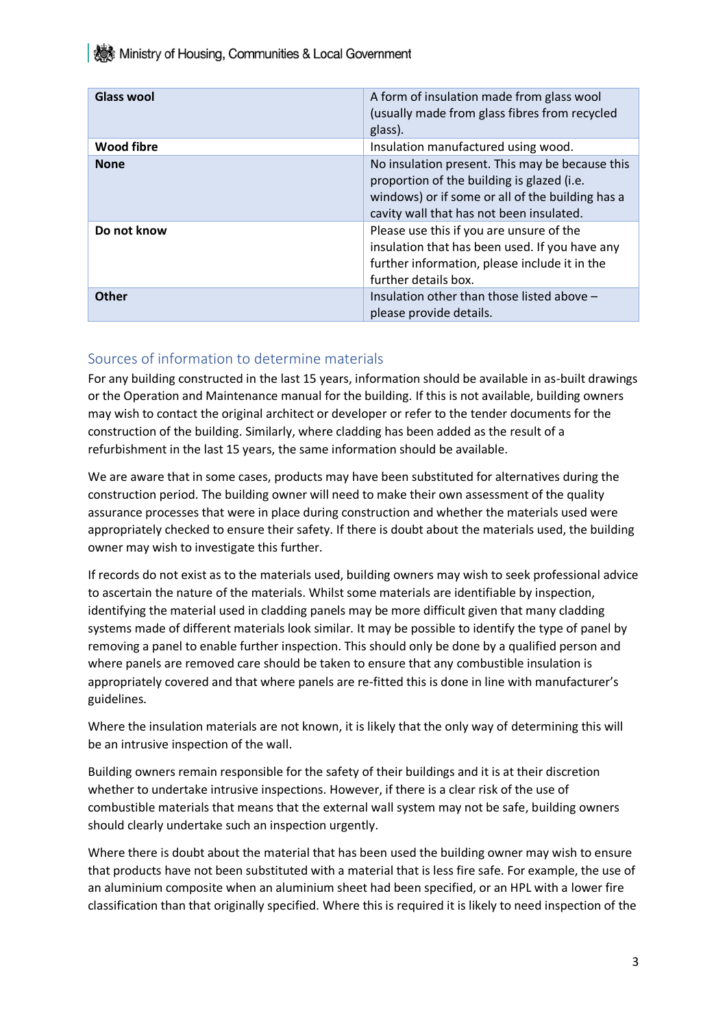| Glass wool | A form of insulation made from glass wool (usually made from glass fibres from recycled glass). |
|---|---|
| **Wood fibre** | Insulation manufactured using wood. |
| **None** | No insulation present. This may be because this proportion of the building is glazed (i.e. windows) or if some or all of the building has a cavity wall that has not been insulated. |
| **Do not know** | Please use this if you are unsure of the insulation that has been used. If you have any further information, please include it in the further details box. |
| **Other** | Insulation other than those listed above – please provide details. |

## Sources of information to determine materials

For any building constructed in the last 15 years, information should be available in as-built drawings or the Operation and Maintenance manual for the building. If this is not available, building owners may wish to contact the original architect or developer or refer to the tender documents for the construction of the building. Similarly, where cladding has been added as the result of a refurbishment in the last 15 years, the same information should be available.

We are aware that in some cases, products may have been substituted for alternatives during the construction period. The building owner will need to make their own assessment of the quality assurance processes that were in place during construction and whether the materials used were appropriately checked to ensure their safety. If there is doubt about the materials used, the building owner may wish to investigate this further.

If records do not exist as to the materials used, building owners may wish to seek professional advice to ascertain the nature of the materials. Whilst some materials are identifiable by inspection, identifying the material used in cladding panels may be more difficult given that many cladding systems made of different materials look similar. It may be possible to identify the type of panel by removing a panel to enable further inspection. This should only be done by a qualified person and where panels are removed care should be taken to ensure that any combustible insulation is appropriately covered and that where panels are re-fitted this is done in line with manufacturer's guidelines.

Where the insulation materials are not known, it is likely that the only way of determining this will be an intrusive inspection of the wall.

Building owners remain responsible for the safety of their buildings and it is at their discretion whether to undertake intrusive inspections. However, if there is a clear risk of the use of combustible materials that means that the external wall system may not be safe, building owners should clearly undertake such an inspection urgently.

Where there is doubt about the material that has been used the building owner may wish to ensure that products have not been substituted with a material that is less fire safe. For example, the use of an aluminium composite when an aluminium sheet had been specified, or an HPL with a lower fire classification than that originally specified. Where this is required it is likely to need inspection of the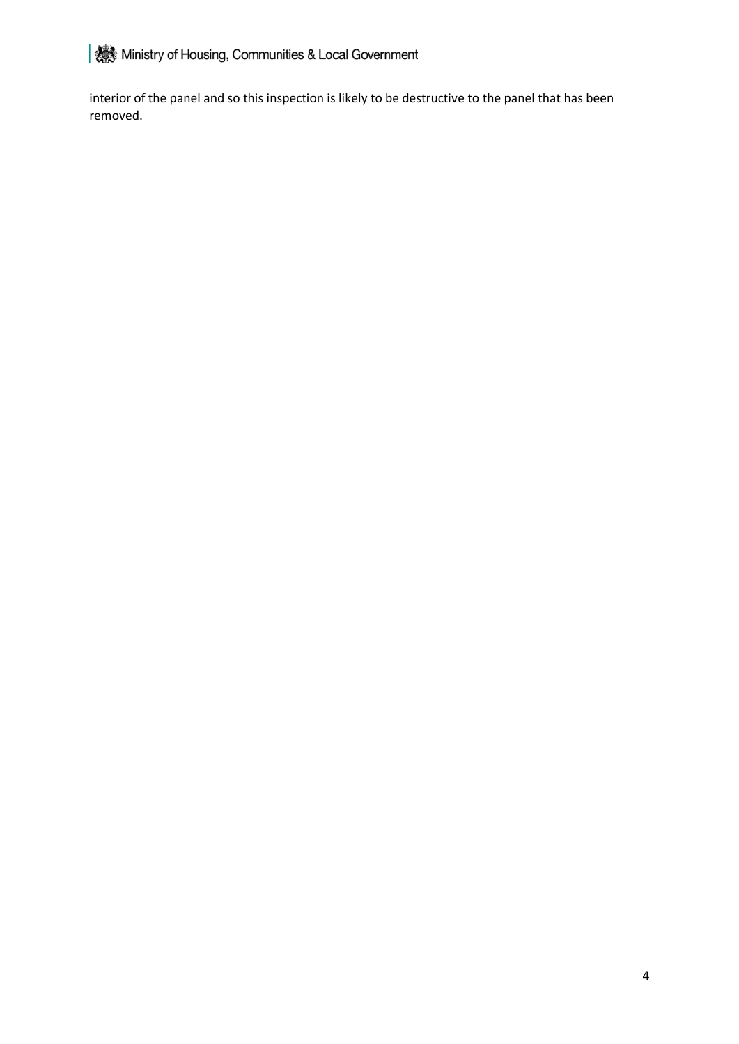interior of the panel and so this inspection is likely to be destructive to the panel that has been removed.